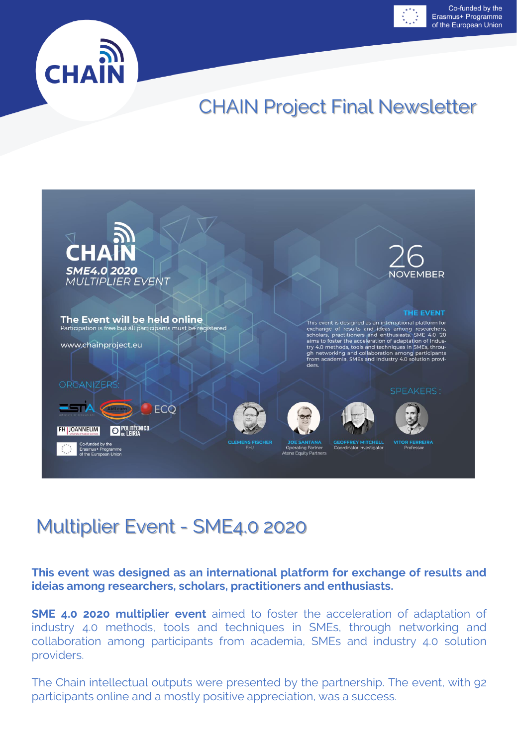Co-funded by the Erasmus+ Programme of the European Union

# CHAIN Project Final Newsletter

**CHAIN**
***SME4.0 2020***
*MULTIPLIER EVENT*

26 NOVEMBER

**The Event will be held online**
Participation is free but all participants must be registered

www.chainproject.eu

**THE EVENT**

This event is designed as an international platform for exchange of results and ideas among researchers, scholars, practitioners and enthusiasts. SME 4.0 '20 aims to foster the acceleration of adaptation of Industry 4.0 methods, tools and techniques in SMEs, through networking and collaboration among participants from academia, SMEs and Industry 4.0 solution providers.

ORGANIZERS:

ESTIA, AldLearn, ECQ, FH JOANNEUM, POLITÉCNICO DE LEIRIA

Co-funded by the Erasmus+ Programme of the European Union

SPEAKERS:

- CLEMENS FISCHER – FHJ
- JOE SANTANA – Operating Partner, Atena Equity Partners
- GEOFFREY MITCHELL – Coordinator Investigator
- VITOR FERREIRA – Professor

## Multiplier Event - SME4.0 2020

**This event was designed as an international platform for exchange of results and ideias among researchers, scholars, practitioners and enthusiasts.**

**SME 4.0 2020 multiplier event** aimed to foster the acceleration of adaptation of industry 4.0 methods, tools and techniques in SMEs, through networking and collaboration among participants from academia, SMEs and industry 4.0 solution providers.

The Chain intellectual outputs were presented by the partnership. The event, with 92 participants online and a mostly positive appreciation, was a success.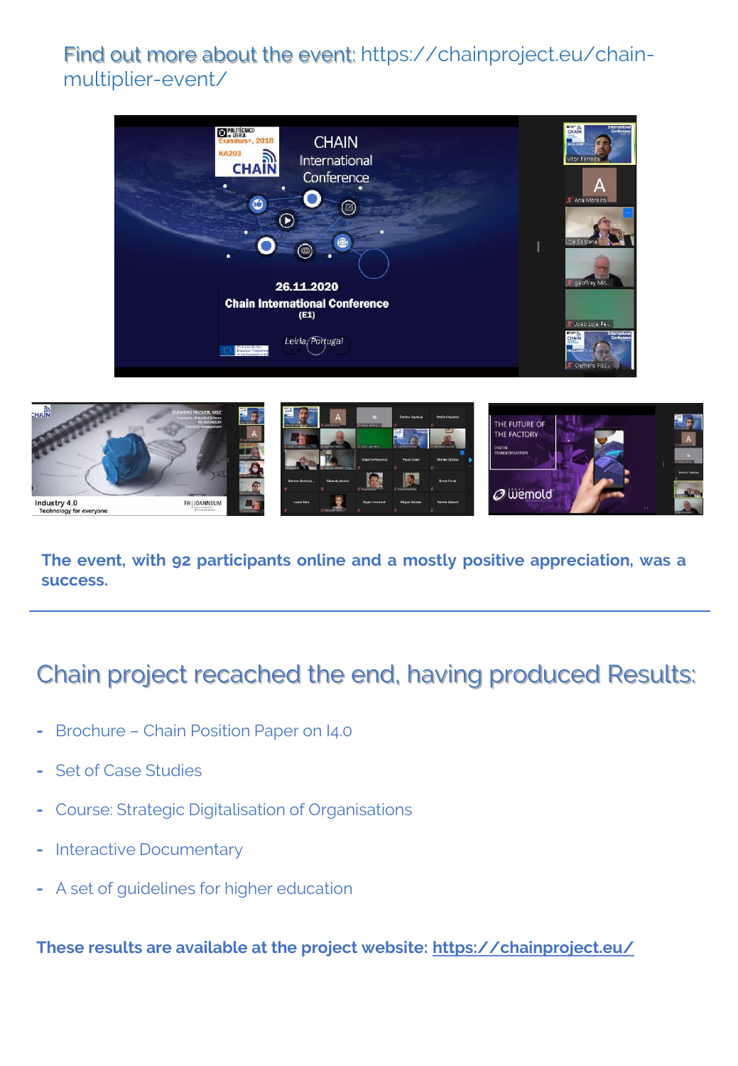Find out more about the event: https://chainproject.eu/chain-multiplier-event/

**The event, with 92 participants online and a mostly positive appreciation, was a success.**

---

## Chain project recached the end, having produced Results:

- Brochure – Chain Position Paper on I4.0
- Set of Case Studies
- Course: Strategic Digitalisation of Organisations
- Interactive Documentary
- A set of guidelines for higher education

**These results are available at the project website: https://chainproject.eu/**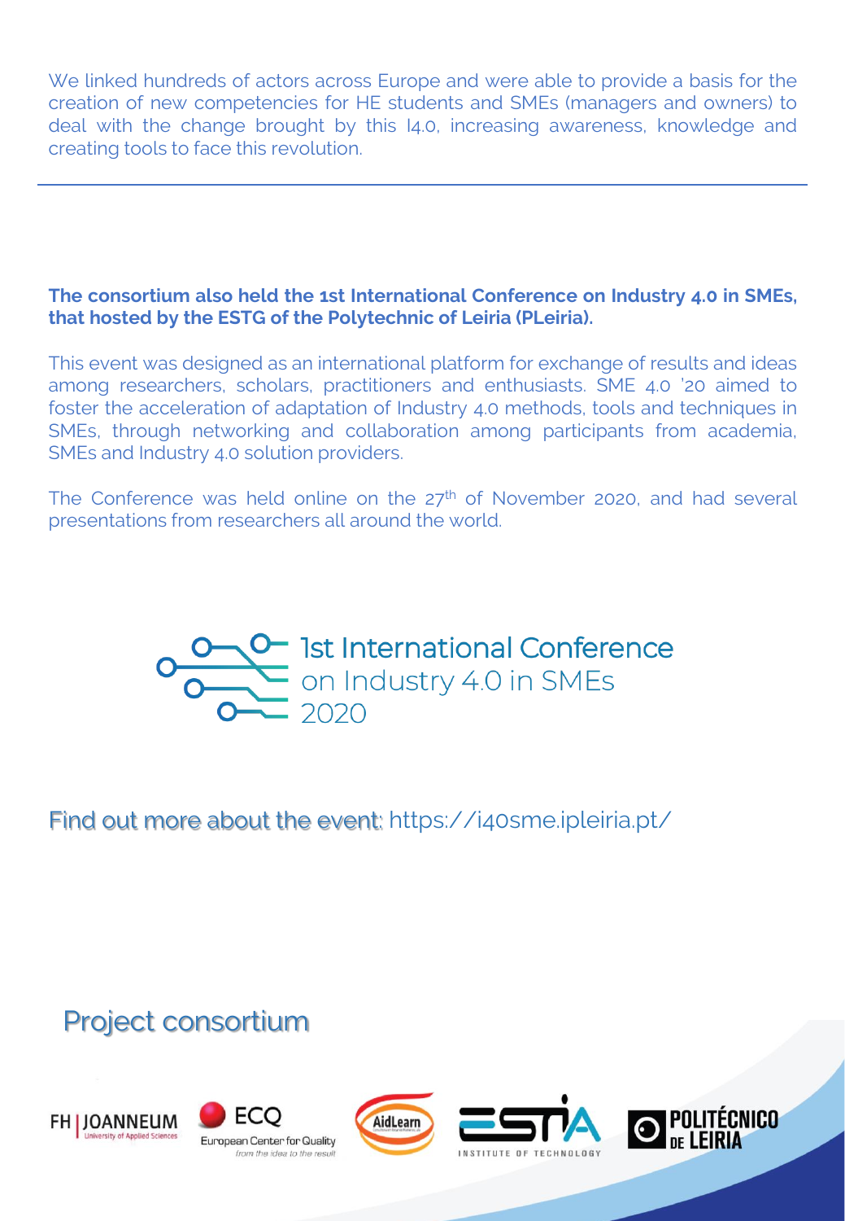We linked hundreds of actors across Europe and were able to provide a basis for the creation of new competencies for HE students and SMEs (managers and owners) to deal with the change brought by this I4.0, increasing awareness, knowledge and creating tools to face this revolution.

---

**The consortium also held the 1st International Conference on Industry 4.0 in SMEs, that hosted by the ESTG of the Polytechnic of Leiria (PLeiria).**

This event was designed as an international platform for exchange of results and ideas among researchers, scholars, practitioners and enthusiasts. SME 4.0 '20 aimed to foster the acceleration of adaptation of Industry 4.0 methods, tools and techniques in SMEs, through networking and collaboration among participants from academia, SMEs and Industry 4.0 solution providers.

The Conference was held online on the 27th of November 2020, and had several presentations from researchers all around the world.

1st International Conference on Industry 4.0 in SMEs 2020

Find out more about the event: https://i40sme.ipleiria.pt/

## Project consortium

FH JOANNEUM University of Applied Sciences

ECQ European Center for Quality from the idea to the result

AidLearn

ESTIA Institute of Technology

Politécnico de Leiria